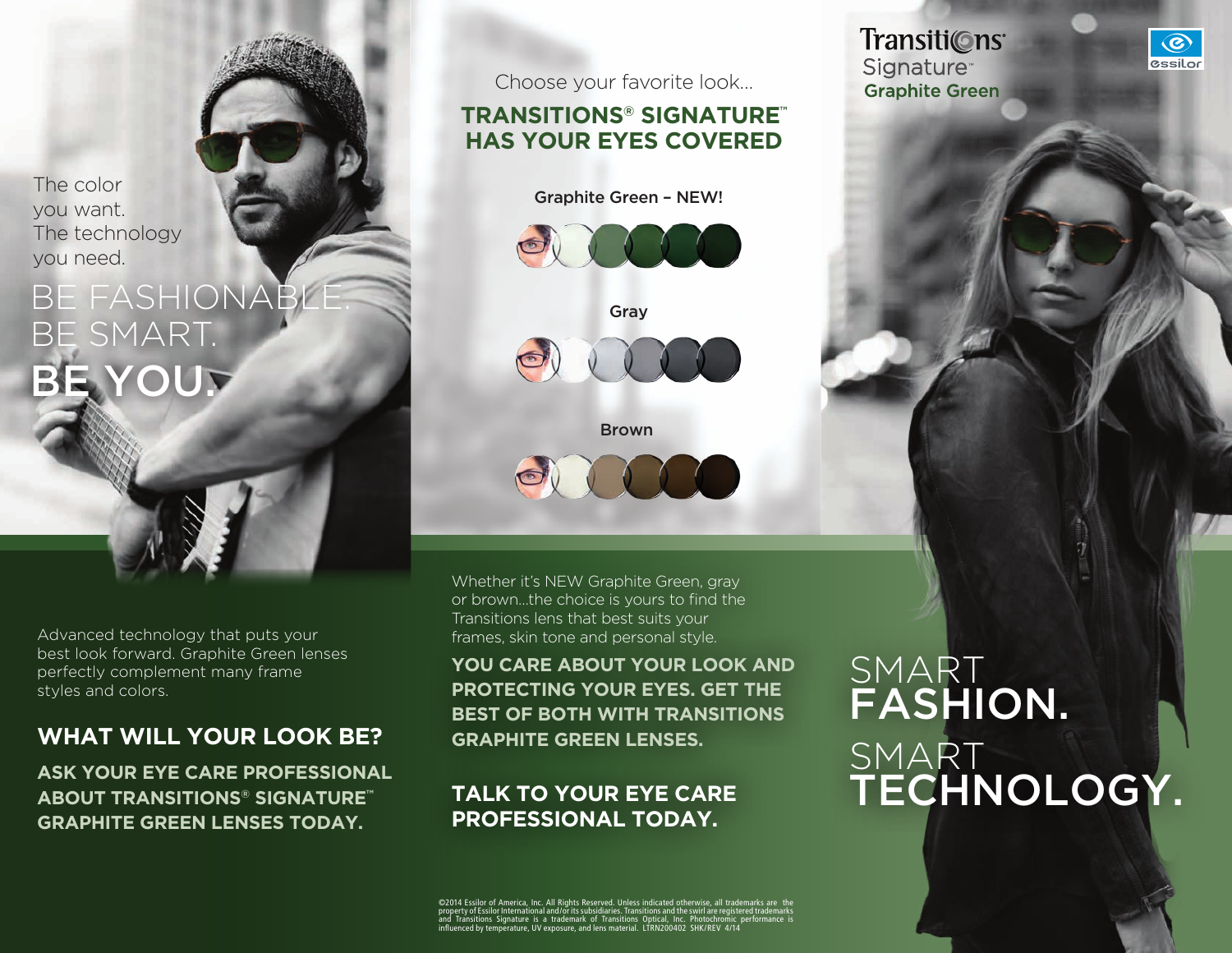The color you want. The technology you need.

# BE FASHIONABLE. BE SMART. BE YOU.

Advanced technology that puts your best look forward. Graphite Green lenses perfectly complement many frame styles and colors.

## WHAT WILL YOUR LOOK BE?

**ASK YOUR EYE CARE PROFESSIONAL ABOUT TRANSITIONS® SIGNATURE™ GRAPHITE GREEN LENSES TODAY.**

Choose your favorite look...

## TRANSITIONS® SIGNATURE™ HAS YOUR EYES COVERED

Graphite Green – NEW!

Gray

Brown

Whether it's NEW Graphite Green, gray or brown...the choice is yours to find the Transitions lens that best suits your frames, skin tone and personal style.

**YOU CARE ABOUT YOUR LOOK AND PROTECTING YOUR EYES. GET THE BEST OF BOTH WITH TRANSITIONS GRAPHITE GREEN LENSES.**

**TALK TO YOUR EYE CARE PROFESSIONAL TODAY.**

©2014 Essilor of America, Inc. All Rights Reserved. Unless indicated otherwise, all trademarks are the property of Essilor International and/or its subsidiaries. Transitions and the swirl are registered trademarks and Transitions Signature is a trademark of Transitions Optical, Inc. Photochromic performance is influenced by temperature, UV exposure, and lens material. LTRN200402 SHK/REV 4/14

Transitions® Signature™ Graphite Green

essilor

# SMART FASHION. SMART TECHNOLOGY.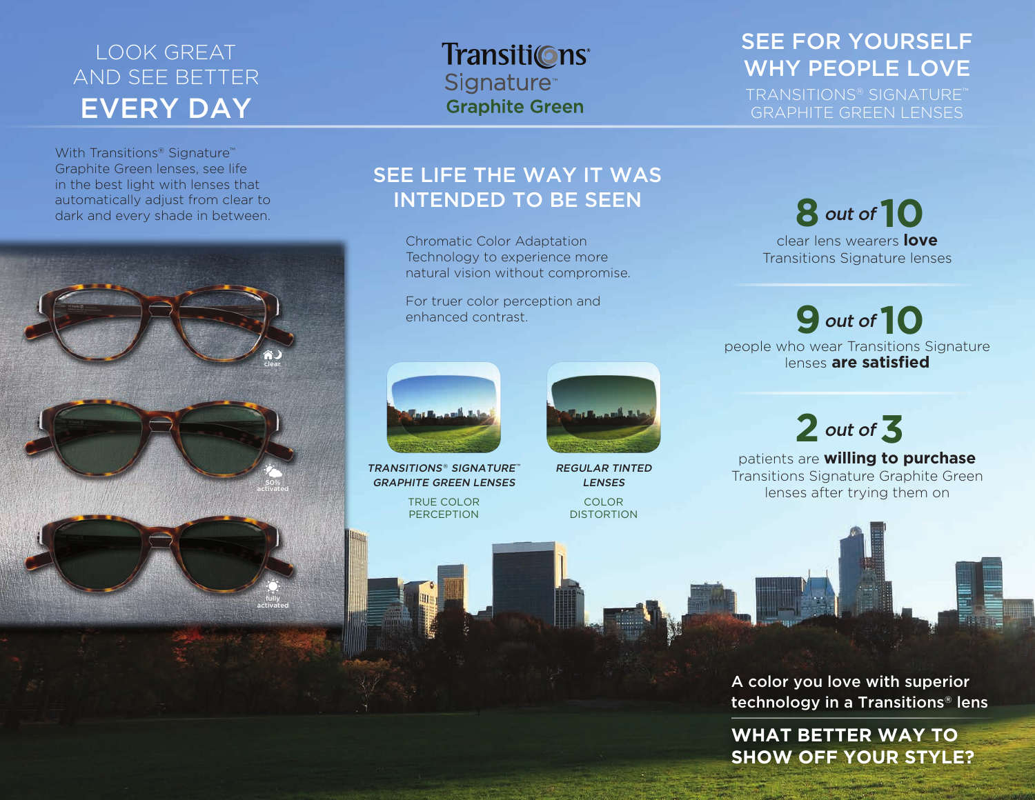# LOOK GREAT AND SEE BETTER EVERY DAY

With Transitions® Signature™ Graphite Green lenses, see life in the best light with lenses that automatically adjust from clear to dark and every shade in between.

clear

50% activated

fully activated

**Transitions Signature™ Graphite Green**

## SEE LIFE THE WAY IT WAS INTENDED TO BE SEEN

Chromatic Color Adaptation Technology to experience more natural vision without compromise.

For truer color perception and enhanced contrast.

*TRANSITIONS® SIGNATURE™ GRAPHITE GREEN LENSES*

TRUE COLOR PERCEPTION

*REGULAR TINTED LENSES*

COLOR DISTORTION

## SEE FOR YOURSELF WHY PEOPLE LOVE

TRANSITIONS® SIGNATURE™ GRAPHITE GREEN LENSES

**8** *out of* **10**

clear lens wearers **love** Transitions Signature lenses

**9** *out of* **10**

people who wear Transitions Signature lenses **are satisfied**

**2** *out of* **3**

patients are **willing to purchase** Transitions Signature Graphite Green lenses after trying them on

A color you love with superior technology in a Transitions® lens

**WHAT BETTER WAY TO SHOW OFF YOUR STYLE?**